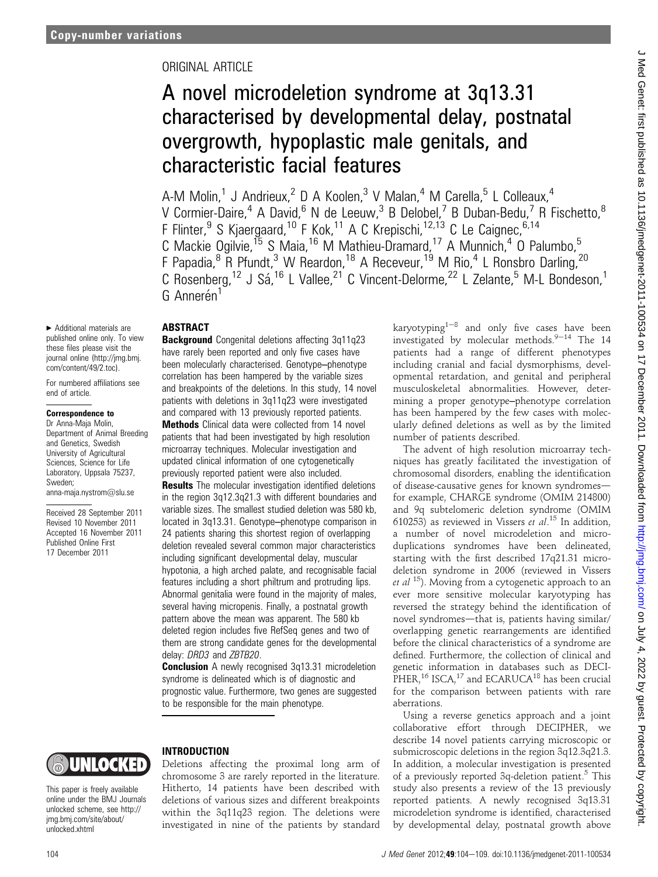ORIGINAL ARTICLE

# A novel microdeletion syndrome at 3q13.31 characterised by developmental delay, postnatal overgrowth, hypoplastic male genitals, and characteristic facial features

A-M Molin,[1] J Andrieux,[2] D A Koolen,[3] V Malan,[4] M Carella,[5] L Colleaux,[4] V Cormier-Daire,[4] A David,[6] N de Leeuw,[3] B Delobel,[7] B Duban-Bedu,[7] R Fischetto,[8] F Flinter,[9] S Kjaergaard,[10] F Kok,[11] A C Krepischi,[12,13] C Le Caignec,[6,14] C Mackie Ogilvie,[15] S Maia,[16] M Mathieu-Dramard,[17] A Munnich,[4] O Palumbo,[5] F Papadia,[8] R Pfundt,[3] W Reardon,[18] A Receveur,[19] M Rio,[4] L Ronsbro Darling,[20] C Rosenberg,[12] J Sá,[16] L Vallee,[21] C Vincent-Delorme,[22] L Zelante,[5] M-L Bondeson,[1] G Annerén[1]

► Additional materials are published online only. To view these files please visit the journal online (http://jmg.bmj.com/content/49/2.toc).

For numbered affiliations see end of article.

**Correspondence to**
Dr Anna-Maja Molin, Department of Animal Breeding and Genetics, Swedish University of Agricultural Sciences, Science for Life Laboratory, Uppsala 75237, Sweden; anna-maja.nystrom@slu.se

Received 28 September 2011
Revised 10 November 2011
Accepted 16 November 2011
Published Online First 17 December 2011

This paper is freely available online under the BMJ Journals unlocked scheme, see http://jmg.bmj.com/site/about/unlocked.xhtml

## ABSTRACT

**Background** Congenital deletions affecting 3q11q23 have rarely been reported and only five cases have been molecularly characterised. Genotype–phenotype correlation has been hampered by the variable sizes and breakpoints of the deletions. In this study, 14 novel patients with deletions in 3q11q23 were investigated and compared with 13 previously reported patients.

**Methods** Clinical data were collected from 14 novel patients that had been investigated by high resolution microarray techniques. Molecular investigation and updated clinical information of one cytogenetically previously reported patient were also included.

**Results** The molecular investigation identified deletions in the region 3q12.3q21.3 with different boundaries and variable sizes. The smallest studied deletion was 580 kb, located in 3q13.31. Genotype–phenotype comparison in 24 patients sharing this shortest region of overlapping deletion revealed several common major characteristics including significant developmental delay, muscular hypotonia, a high arched palate, and recognisable facial features including a short philtrum and protruding lips. Abnormal genitalia were found in the majority of males, several having micropenis. Finally, a postnatal growth pattern above the mean was apparent. The 580 kb deleted region includes five RefSeq genes and two of them are strong candidate genes for the developmental delay: *DRD3* and *ZBTB20*.

**Conclusion** A newly recognised 3q13.31 microdeletion syndrome is delineated which is of diagnostic and prognostic value. Furthermore, two genes are suggested to be responsible for the main phenotype.

## INTRODUCTION

Deletions affecting the proximal long arm of chromosome 3 are rarely reported in the literature. Hitherto, 14 patients have been described with deletions of various sizes and different breakpoints within the 3q11q23 region. The deletions were investigated in nine of the patients by standard karyotyping[1–8] and only five cases have been investigated by molecular methods.[9–14] The 14 patients had a range of different phenotypes including cranial and facial dysmorphisms, developmental retardation, and genital and peripheral musculoskeletal abnormalities. However, determining a proper genotype–phenotype correlation has been hampered by the few cases with molecularly defined deletions as well as by the limited number of patients described.

The advent of high resolution microarray techniques has greatly facilitated the investigation of chromosomal disorders, enabling the identification of disease-causative genes for known syndromes—for example, CHARGE syndrome (OMIM 214800) and 9q subtelomeric deletion syndrome (OMIM 610253) as reviewed in Vissers *et al*.[15] In addition, a number of novel microdeletion and microduplications syndromes have been delineated, starting with the first described 17q21.31 microdeletion syndrome in 2006 (reviewed in Vissers *et al*[15]). Moving from a cytogenetic approach to an ever more sensitive molecular karyotyping has reversed the strategy behind the identification of novel syndromes—that is, patients having similar/overlapping genetic rearrangements are identified before the clinical characteristics of a syndrome are defined. Furthermore, the collection of clinical and genetic information in databases such as DECIPHER,[16] ISCA,[17] and ECARUCA[18] has been crucial for the comparison between patients with rare aberrations.

Using a reverse genetics approach and a joint collaborative effort through DECIPHER, we describe 14 novel patients carrying microscopic or submicroscopic deletions in the region 3q12.3q21.3. In addition, a molecular investigation is presented of a previously reported 3q-deletion patient.[5] This study also presents a review of the 13 previously reported patients. A newly recognised 3q13.31 microdeletion syndrome is identified, characterised by developmental delay, postnatal growth above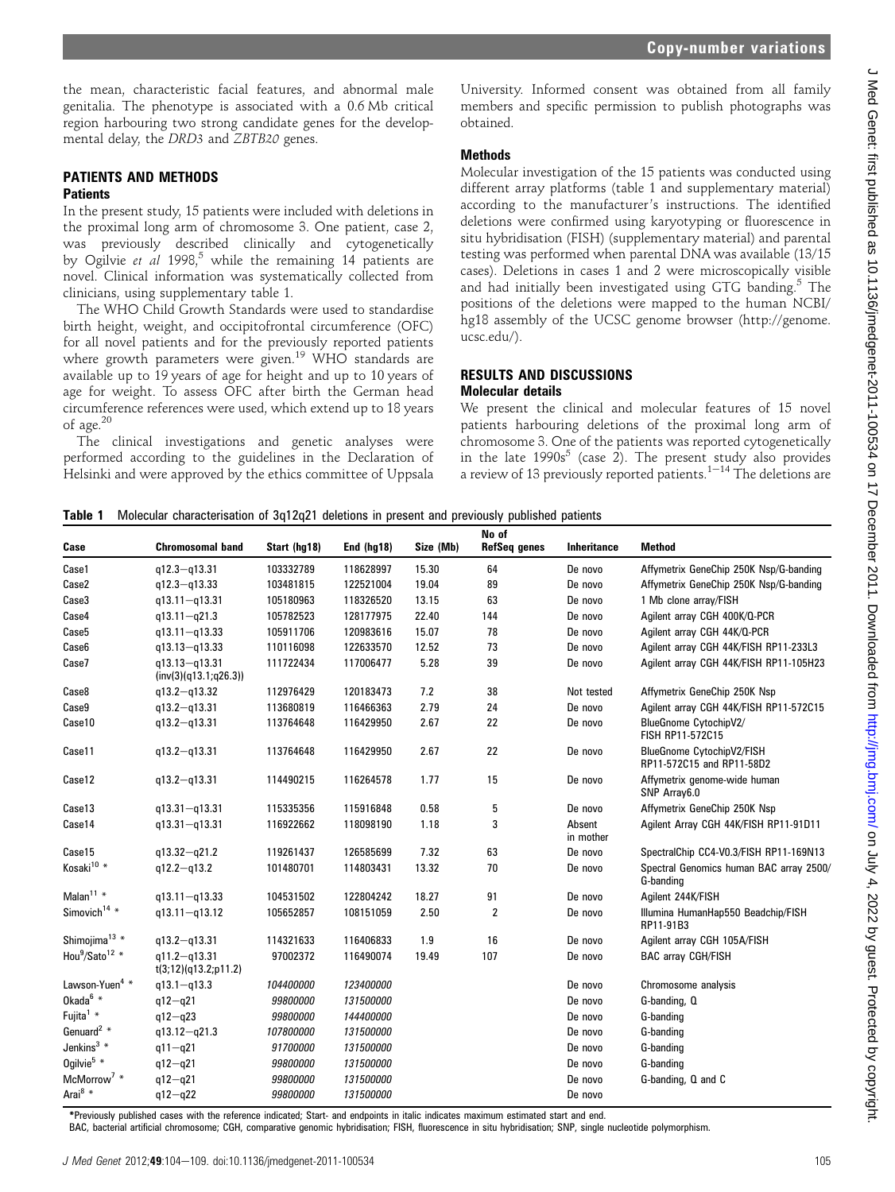the mean, characteristic facial features, and abnormal male genitalia. The phenotype is associated with a 0.6 Mb critical region harbouring two strong candidate genes for the developmental delay, the *DRD3* and *ZBTB20* genes.

## PATIENTS AND METHODS

### Patients

In the present study, 15 patients were included with deletions in the proximal long arm of chromosome 3. One patient, case 2, was previously described clinically and cytogenetically by Ogilvie *et al* 1998,[5] while the remaining 14 patients are novel. Clinical information was systematically collected from clinicians, using supplementary table 1.

The WHO Child Growth Standards were used to standardise birth height, weight, and occipitofrontal circumference (OFC) for all novel patients and for the previously reported patients where growth parameters were given.[19] WHO standards are available up to 19 years of age for height and up to 10 years of age for weight. To assess OFC after birth the German head circumference references were used, which extend up to 18 years of age.[20]

The clinical investigations and genetic analyses were performed according to the guidelines in the Declaration of Helsinki and were approved by the ethics committee of Uppsala University. Informed consent was obtained from all family members and specific permission to publish photographs was obtained.

### Methods

Molecular investigation of the 15 patients was conducted using different array platforms (table 1 and supplementary material) according to the manufacturer's instructions. The identified deletions were confirmed using karyotyping or fluorescence in situ hybridisation (FISH) (supplementary material) and parental testing was performed when parental DNA was available (13/15 cases). Deletions in cases 1 and 2 were microscopically visible and had initially been investigated using GTG banding.[5] The positions of the deletions were mapped to the human NCBI/hg18 assembly of the UCSC genome browser (http://genome.ucsc.edu/).

## RESULTS AND DISCUSSIONS

### Molecular details

We present the clinical and molecular features of 15 novel patients harbouring deletions of the proximal long arm of chromosome 3. One of the patients was reported cytogenetically in the late 1990s[5] (case 2). The present study also provides a review of 13 previously reported patients.[1–14] The deletions are

**Table 1** Molecular characterisation of 3q12q21 deletions in present and previously published patients

| Case | Chromosomal band | Start (hg18) | End (hg18) | Size (Mb) | No of RefSeq genes | Inheritance | Method |
|---|---|---|---|---|---|---|---|
| Case1 | q12.3−q13.31 | 103332789 | 118628997 | 15.30 | 64 | De novo | Affymetrix GeneChip 250K Nsp/G-banding |
| Case2 | q12.3−q13.33 | 103481815 | 122521004 | 19.04 | 89 | De novo | Affymetrix GeneChip 250K Nsp/G-banding |
| Case3 | q13.11−q13.31 | 105180963 | 118326520 | 13.15 | 63 | De novo | 1 Mb clone array/FISH |
| Case4 | q13.11−q21.3 | 105782523 | 128177975 | 22.40 | 144 | De novo | Agilent array CGH 400K/Q-PCR |
| Case5 | q13.11−q13.33 | 105911706 | 120983616 | 15.07 | 78 | De novo | Agilent array CGH 44K/Q-PCR |
| Case6 | q13.13−q13.33 | 110116098 | 122633570 | 12.52 | 73 | De novo | Agilent array CGH 44K/FISH RP11-233L3 |
| Case7 | q13.13−q13.31 (inv(3)(q13.1;q26.3)) | 111722434 | 117006477 | 5.28 | 39 | De novo | Agilent array CGH 44K/FISH RP11-105H23 |
| Case8 | q13.2−q13.32 | 112976429 | 120183473 | 7.2 | 38 | Not tested | Affymetrix GeneChip 250K Nsp |
| Case9 | q13.2−q13.31 | 113680819 | 116466363 | 2.79 | 24 | De novo | Agilent array CGH 44K/FISH RP11-572C15 |
| Case10 | q13.2−q13.31 | 113764648 | 116429950 | 2.67 | 22 | De novo | BlueGnome CytochipV2/ FISH RP11-572C15 |
| Case11 | q13.2−q13.31 | 113764648 | 116429950 | 2.67 | 22 | De novo | BlueGnome CytochipV2/FISH RP11-572C15 and RP11-58D2 |
| Case12 | q13.2−q13.31 | 114490215 | 116264578 | 1.77 | 15 | De novo | Affymetrix genome-wide human SNP Array6.0 |
| Case13 | q13.31−q13.31 | 115335356 | 115916848 | 0.58 | 5 | De novo | Affymetrix GeneChip 250K Nsp |
| Case14 | q13.31−q13.31 | 116922662 | 118098190 | 1.18 | 3 | Absent in mother | Agilent Array CGH 44K/FISH RP11-91D11 |
| Case15 | q13.32−q21.2 | 119261437 | 126585699 | 7.32 | 63 | De novo | SpectralChip CC4-V0.3/FISH RP11-169N13 |
| Kosaki[10] * | q12.2−q13.2 | 101480701 | 114803431 | 13.32 | 70 | De novo | Spectral Genomics human BAC array 2500/ G-banding |
| Malan[11] * | q13.11−q13.33 | 104531502 | 122804242 | 18.27 | 91 | De novo | Agilent 244K/FISH |
| Simovich[14] * | q13.11−q13.12 | 105652857 | 108151059 | 2.50 | 2 | De novo | Illumina HumanHap550 Beadchip/FISH RP11-91B3 |
| Shimojima[13] * | q13.2−q13.31 | 114321633 | 116406833 | 1.9 | 16 | De novo | Agilent array CGH 105A/FISH |
| Hou[9]/Sato[12] * | q11.2−q13.31 t(3;12)(q13.2;p11.2) | 97002372 | 116490074 | 19.49 | 107 | De novo | BAC array CGH/FISH |
| Lawson-Yuen[4] * | q13.1−q13.3 | *104400000* | *123400000* | | | De novo | Chromosome analysis |
| Okada[6] * | q12−q21 | *99800000* | *131500000* | | | De novo | G-banding, Q |
| Fujita[1] * | q12−q23 | *99800000* | *144400000* | | | De novo | G-banding |
| Genuard[2] * | q13.12−q21.3 | *107800000* | *131500000* | | | De novo | G-banding |
| Jenkins[3] * | q11−q21 | *91700000* | *131500000* | | | De novo | G-banding |
| Ogilvie[5] * | q12−q21 | *99800000* | *131500000* | | | De novo | G-banding |
| McMorrow[7] * | q12−q21 | *99800000* | *131500000* | | | De novo | G-banding, Q and C |
| Arai[8] * | q12−q22 | *99800000* | *131500000* | | | De novo | |

*Previously published cases with the reference indicated; Start- and endpoints in italic indicates maximum estimated start and end.

BAC, bacterial artificial chromosome; CGH, comparative genomic hybridisation; FISH, fluorescence in situ hybridisation; SNP, single nucleotide polymorphism.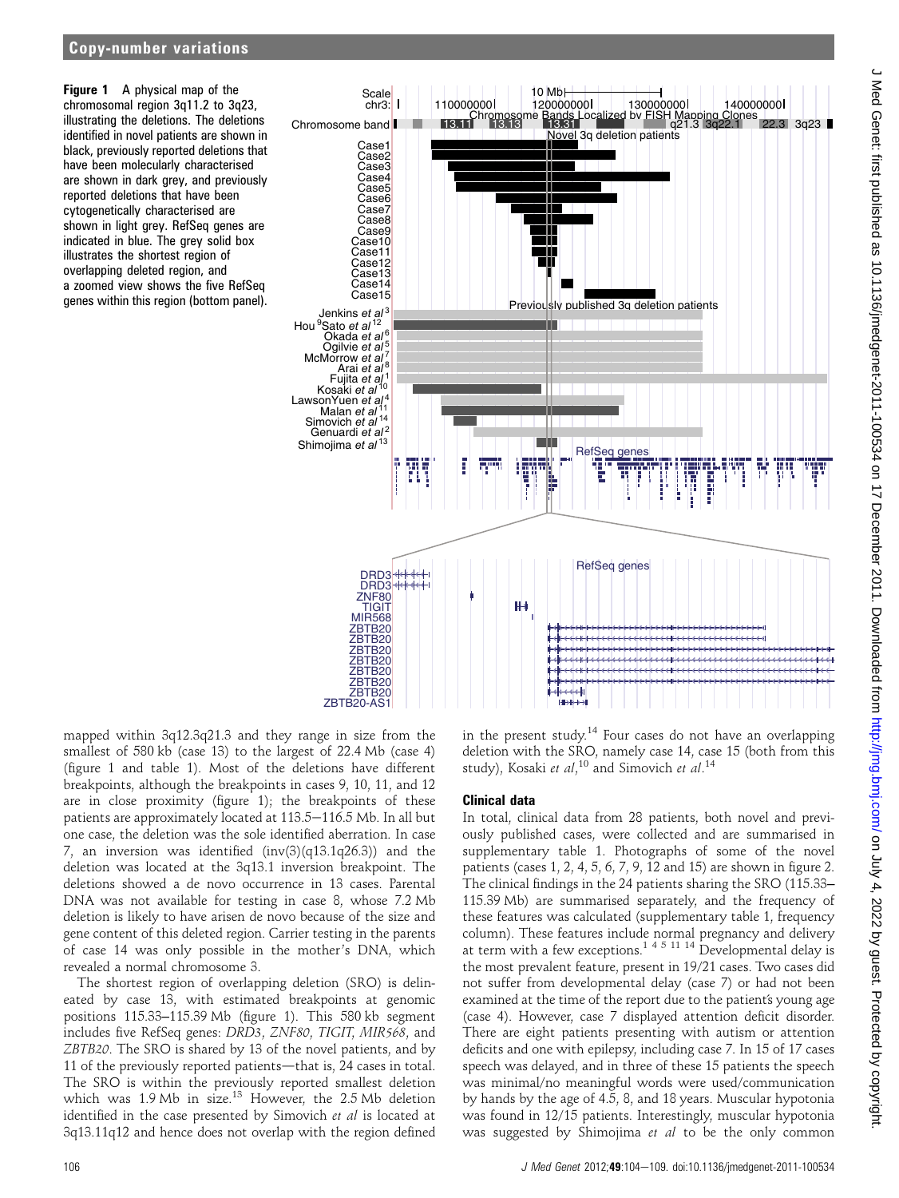**Figure 1** A physical map of the chromosomal region 3q11.2 to 3q23, illustrating the deletions. The deletions identified in novel patients are shown in black, previously reported deletions that have been molecularly characterised are shown in dark grey, and previously reported deletions that have been cytogenetically characterised are shown in light grey. RefSeq genes are indicated in blue. The grey solid box illustrates the shortest region of overlapping deleted region, and a zoomed view shows the five RefSeq genes within this region (bottom panel).

mapped within 3q12.3q21.3 and they range in size from the smallest of 580 kb (case 13) to the largest of 22.4 Mb (case 4) (figure 1 and table 1). Most of the deletions have different breakpoints, although the breakpoints in cases 9, 10, 11, and 12 are in close proximity (figure 1); the breakpoints of these patients are approximately located at 113.5–116.5 Mb. In all but one case, the deletion was the sole identified aberration. In case 7, an inversion was identified (inv(3)(q13.1q26.3)) and the deletion was located at the 3q13.1 inversion breakpoint. The deletions showed a de novo occurrence in 13 cases. Parental DNA was not available for testing in case 8, whose 7.2 Mb deletion is likely to have arisen de novo because of the size and gene content of this deleted region. Carrier testing in the parents of case 14 was only possible in the mother's DNA, which revealed a normal chromosome 3.

The shortest region of overlapping deletion (SRO) is delineated by case 13, with estimated breakpoints at genomic positions 115.33–115.39 Mb (figure 1). This 580 kb segment includes five RefSeq genes: *DRD3*, *ZNF80*, *TIGIT*, *MIR568*, and *ZBTB20*. The SRO is shared by 13 of the novel patients, and by 11 of the previously reported patients—that is, 24 cases in total. The SRO is within the previously reported smallest deletion which was 1.9 Mb in size.[13] However, the 2.5 Mb deletion identified in the case presented by Simovich *et al* is located at 3q13.11q12 and hence does not overlap with the region defined in the present study.[14] Four cases do not have an overlapping deletion with the SRO, namely case 14, case 15 (both from this study), Kosaki *et al*,[10] and Simovich *et al*.[14]

## Clinical data

In total, clinical data from 28 patients, both novel and previously published cases, were collected and are summarised in supplementary table 1. Photographs of some of the novel patients (cases 1, 2, 4, 5, 6, 7, 9, 12 and 15) are shown in figure 2. The clinical findings in the 24 patients sharing the SRO (115.33–115.39 Mb) are summarised separately, and the frequency of these features was calculated (supplementary table 1, frequency column). These features include normal pregnancy and delivery at term with a few exceptions.[1 4 5 11 14] Developmental delay is the most prevalent feature, present in 19/21 cases. Two cases did not suffer from developmental delay (case 7) or had not been examined at the time of the report due to the patient's young age (case 4). However, case 7 displayed attention deficit disorder. There are eight patients presenting with autism or attention deficits and one with epilepsy, including case 7. In 15 of 17 cases speech was delayed, and in three of these 15 patients the speech was minimal/no meaningful words were used/communication by hands by the age of 4.5, 8, and 18 years. Muscular hypotonia was found in 12/15 patients. Interestingly, muscular hypotonia was suggested by Shimojima *et al* to be the only common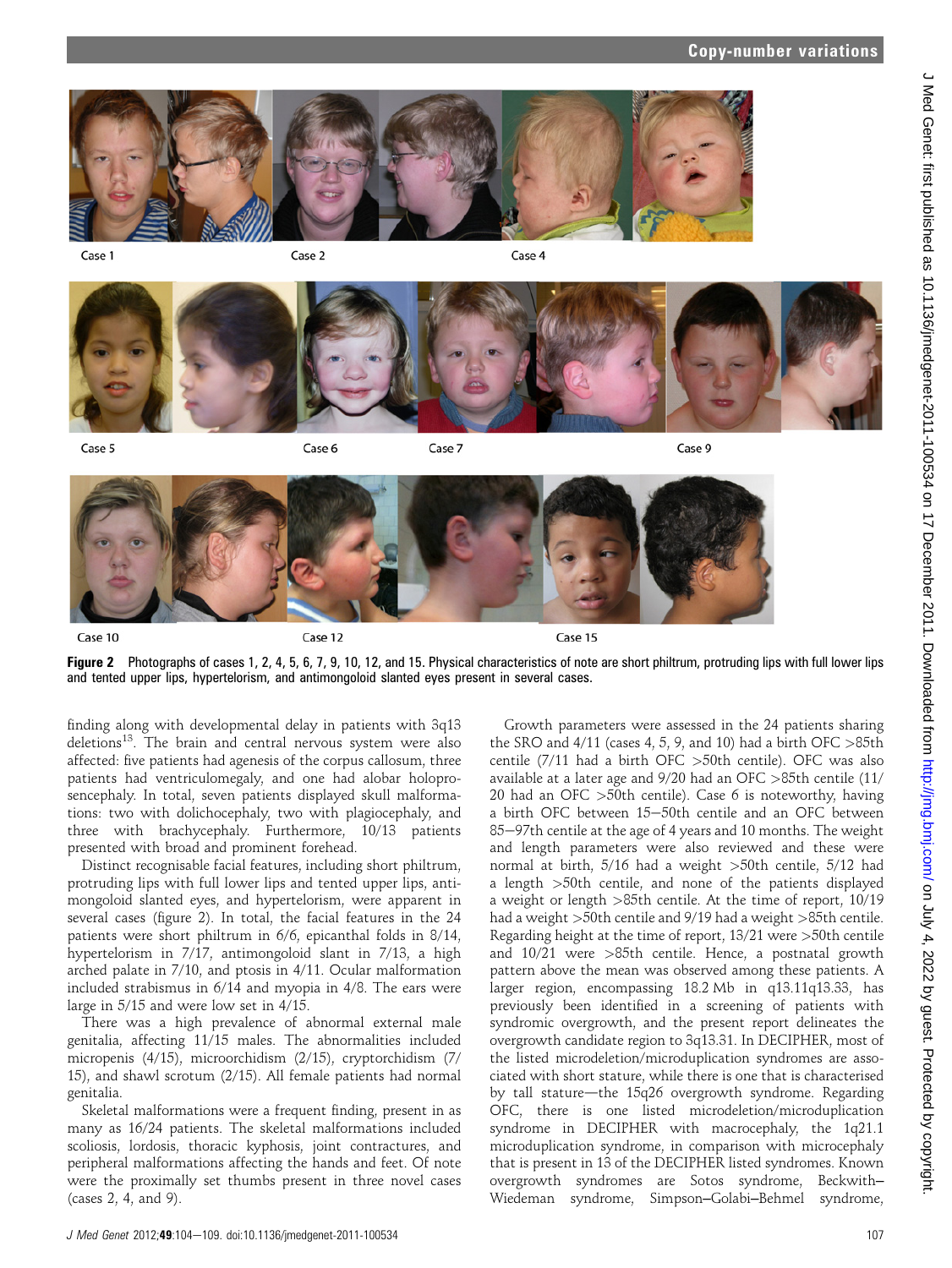Case 1 Case 2 Case 4

Case 5 Case 6 Case 7 Case 9

Case 10 Case 12 Case 15

**Figure 2** Photographs of cases 1, 2, 4, 5, 6, 7, 9, 10, 12, and 15. Physical characteristics of note are short philtrum, protruding lips with full lower lips and tented upper lips, hypertelorism, and antimongoloid slanted eyes present in several cases.

finding along with developmental delay in patients with 3q13 deletions[13]. The brain and central nervous system were also affected: five patients had agenesis of the corpus callosum, three patients had ventriculomegaly, and one had alobar holoprosencephaly. In total, seven patients displayed skull malformations: two with dolichocephaly, two with plagiocephaly, and three with brachycephaly. Furthermore, 10/13 patients presented with broad and prominent forehead.

Distinct recognisable facial features, including short philtrum, protruding lips with full lower lips and tented upper lips, antimongoloid slanted eyes, and hypertelorism, were apparent in several cases (figure 2). In total, the facial features in the 24 patients were short philtrum in 6/6, epicanthal folds in 8/14, hypertelorism in 7/17, antimongoloid slant in 7/13, a high arched palate in 7/10, and ptosis in 4/11. Ocular malformation included strabismus in 6/14 and myopia in 4/8. The ears were large in 5/15 and were low set in 4/15.

There was a high prevalence of abnormal external male genitalia, affecting 11/15 males. The abnormalities included micropenis (4/15), microorchidism (2/15), cryptorchidism (7/15), and shawl scrotum (2/15). All female patients had normal genitalia.

Skeletal malformations were a frequent finding, present in as many as 16/24 patients. The skeletal malformations included scoliosis, lordosis, thoracic kyphosis, joint contractures, and peripheral malformations affecting the hands and feet. Of note were the proximally set thumbs present in three novel cases (cases 2, 4, and 9).

Growth parameters were assessed in the 24 patients sharing the SRO and 4/11 (cases 4, 5, 9, and 10) had a birth OFC >85th centile (7/11 had a birth OFC >50th centile). OFC was also available at a later age and 9/20 had an OFC >85th centile (11/20 had an OFC >50th centile). Case 6 is noteworthy, having a birth OFC between 15–50th centile and an OFC between 85–97th centile at the age of 4 years and 10 months. The weight and length parameters were also reviewed and these were normal at birth, 5/16 had a weight >50th centile, 5/12 had a length >50th centile, and none of the patients displayed a weight or length >85th centile. At the time of report, 10/19 had a weight >50th centile and 9/19 had a weight >85th centile. Regarding height at the time of report, 13/21 were >50th centile and 10/21 were >85th centile. Hence, a postnatal growth pattern above the mean was observed among these patients. A larger region, encompassing 18.2 Mb in q13.11q13.33, has previously been identified in a screening of patients with syndromic overgrowth, and the present report delineates the overgrowth candidate region to 3q13.31. In DECIPHER, most of the listed microdeletion/microduplication syndromes are associated with short stature, while there is one that is characterised by tall stature—the 15q26 overgrowth syndrome. Regarding OFC, there is one listed microdeletion/microduplication syndrome in DECIPHER with macrocephaly, the 1q21.1 microduplication syndrome, in comparison with microcephaly that is present in 13 of the DECIPHER listed syndromes. Known overgrowth syndromes are Sotos syndrome, Beckwith–Wiedeman syndrome, Simpson–Golabi–Behmel syndrome,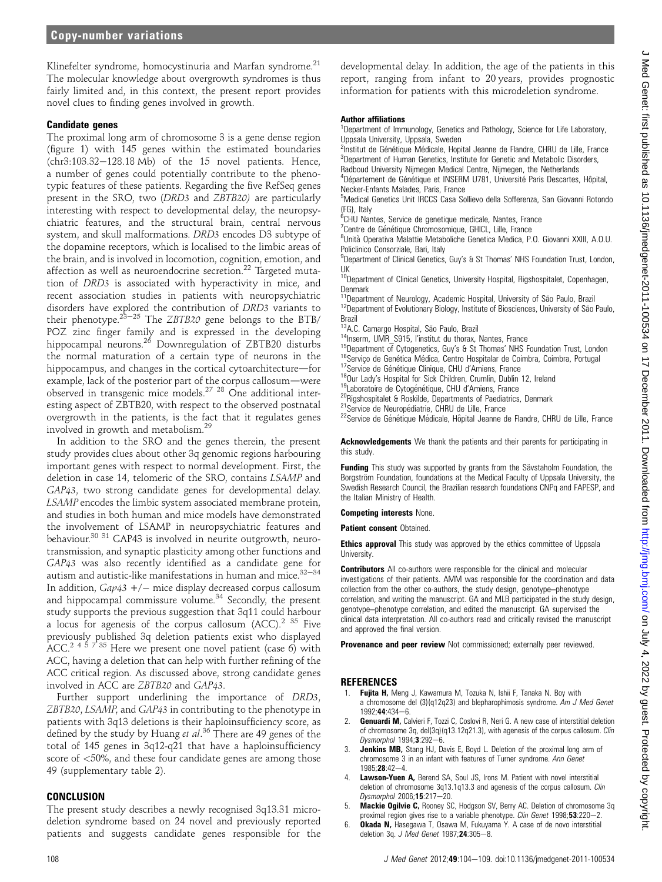Klinefelter syndrome, homocystinuria and Marfan syndrome.[21] The molecular knowledge about overgrowth syndromes is thus fairly limited and, in this context, the present report provides novel clues to finding genes involved in growth.

### Candidate genes

The proximal long arm of chromosome 3 is a gene dense region (figure 1) with 145 genes within the estimated boundaries (chr3:103.32−128.18 Mb) of the 15 novel patients. Hence, a number of genes could potentially contribute to the phenotypic features of these patients. Regarding the five RefSeq genes present in the SRO, two (*DRD3* and *ZBTB20)* are particularly interesting with respect to developmental delay, the neuropsychiatric features, and the structural brain, central nervous system, and skull malformations. *DRD3* encodes D3 subtype of the dopamine receptors, which is localised to the limbic areas of the brain, and is involved in locomotion, cognition, emotion, and affection as well as neuroendocrine secretion.[22] Targeted mutation of *DRD3* is associated with hyperactivity in mice, and recent association studies in patients with neuropsychiatric disorders have explored the contribution of *DRD3* variants to their phenotype.[23−25] The *ZBTB20* gene belongs to the BTB/POZ zinc finger family and is expressed in the developing hippocampal neurons.[26] Downregulation of ZBTB20 disturbs the normal maturation of a certain type of neurons in the hippocampus, and changes in the cortical cytoarchitecture—for example, lack of the posterior part of the corpus callosum—were observed in transgenic mice models.[27 28] One additional interesting aspect of ZBTB20, with respect to the observed postnatal overgrowth in the patients, is the fact that it regulates genes involved in growth and metabolism.[29]

In addition to the SRO and the genes therein, the present study provides clues about other 3q genomic regions harbouring important genes with respect to normal development. First, the deletion in case 14, telomeric of the SRO, contains *LSAMP* and *GAP43*, two strong candidate genes for developmental delay. *LSAMP* encodes the limbic system associated membrane protein, and studies in both human and mice models have demonstrated the involvement of LSAMP in neuropsychiatric features and behaviour.[30 31] GAP43 is involved in neurite outgrowth, neurotransmission, and synaptic plasticity among other functions and *GAP43* was also recently identified as a candidate gene for autism and autistic-like manifestations in human and mice.[32−34] In addition, *Gap43* +/− mice display decreased corpus callosum and hippocampal commissure volume.[34] Secondly, the present study supports the previous suggestion that 3q11 could harbour a locus for agenesis of the corpus callosum (ACC).[2 35] Five previously published 3q deletion patients exist who displayed ACC.[2 4 5 7 35] Here we present one novel patient (case 6) with ACC, having a deletion that can help with further refining of the ACC critical region. As discussed above, strong candidate genes involved in ACC are *ZBTB20* and *GAP43*.

Further support underlining the importance of *DRD3*, *ZBTB20*, *LSAMP*, and *GAP43* in contributing to the phenotype in patients with 3q13 deletions is their haploinsufficiency score, as defined by the study by Huang *et al*.[36] There are 49 genes of the total of 145 genes in 3q12-q21 that have a haploinsufficiency score of <50%, and these four candidate genes are among those 49 (supplementary table 2).

## CONCLUSION

The present study describes a newly recognised 3q13.31 microdeletion syndrome based on 24 novel and previously reported patients and suggests candidate genes responsible for the developmental delay. In addition, the age of the patients in this report, ranging from infant to 20 years, provides prognostic information for patients with this microdeletion syndrome.

#### Author affiliations

[1]Department of Immunology, Genetics and Pathology, Science for Life Laboratory, Uppsala University, Uppsala, Sweden
[2]Institut de Génétique Médicale, Hopital Jeanne de Flandre, CHRU de Lille, France
[3]Department of Human Genetics, Institute for Genetic and Metabolic Disorders, Radboud University Nijmegen Medical Centre, Nijmegen, the Netherlands
[4]Département de Génétique et INSERM U781, Université Paris Descartes, Hôpital, Necker-Enfants Malades, Paris, France
[5]Medical Genetics Unit IRCCS Casa Sollievo della Sofferenza, San Giovanni Rotondo (FG), Italy
[6]CHU Nantes, Service de genetique medicale, Nantes, France
[7]Centre de Génétique Chromosomique, GHICL, Lille, France
[8]Unità Operativa Malattie Metaboliche Genetica Medica, P.O. Giovanni XXIII, A.O.U. Policlinico Consorziale, Bari, Italy
[9]Department of Clinical Genetics, Guy's & St Thomas' NHS Foundation Trust, London, UK
[10]Department of Clinical Genetics, University Hospital, Rigshospitalet, Copenhagen, Denmark
[11]Department of Neurology, Academic Hospital, University of São Paulo, Brazil
[12]Department of Evolutionary Biology, Institute of Biosciences, University of São Paulo, Brazil
[13]A.C. Camargo Hospital, São Paulo, Brazil
[14]Inserm, UMR_S915, l'institut du thorax, Nantes, France
[15]Department of Cytogenetics, Guy's & St Thomas' NHS Foundation Trust, London
[16]Serviço de Genética Médica, Centro Hospitalar de Coimbra, Coimbra, Portugal
[17]Service de Génétique Clinique, CHU d'Amiens, France
[18]Our Lady's Hospital for Sick Children, Crumlin, Dublin 12, Ireland
[19]Laboratoire de Cytogénétique, CHU d'Amiens, France
[20]Rigshospitalet & Roskilde, Departments of Paediatrics, Denmark
[21]Service de Neuropédiatrie, CHRU de Lille, France
[22]Service de Génétique Médicale, Hôpital Jeanne de Flandre, CHRU de Lille, France

**Acknowledgements** We thank the patients and their parents for participating in this study.

**Funding** This study was supported by grants from the Sävstaholm Foundation, the Borgström Foundation, foundations at the Medical Faculty of Uppsala University, the Swedish Research Council, the Brazilian research foundations CNPq and FAPESP, and the Italian Ministry of Health.

**Competing interests** None.

**Patient consent** Obtained.

**Ethics approval** This study was approved by the ethics committee of Uppsala University.

**Contributors** All co-authors were responsible for the clinical and molecular investigations of their patients. AMM was responsible for the coordination and data collection from the other co-authors, the study design, genotype–phenotype correlation, and writing the manuscript. GA and MLB participated in the study design, genotype–phenotype correlation, and edited the manuscript. GA supervised the clinical data interpretation. All co-authors read and critically revised the manuscript and approved the final version.

**Provenance and peer review** Not commissioned; externally peer reviewed.

## REFERENCES

1. **Fujita H,** Meng J, Kawamura M, Tozuka N, Ishii F, Tanaka N. Boy with a chromosome del (3)(q12q23) and blepharophimosis syndrome. *Am J Med Genet* 1992;**44**:434−6.
2. **Genuardi M,** Calvieri F, Tozzi C, Coslovi R, Neri G. A new case of interstitial deletion of chromosome 3q, del(3q)(q13.12q21.3), with agenesis of the corpus callosum. *Clin Dysmorphol* 1994;**3**:292−6.
3. **Jenkins MB,** Stang HJ, Davis E, Boyd L. Deletion of the proximal long arm of chromosome 3 in an infant with features of Turner syndrome. *Ann Genet* 1985;**28**:42−4.
4. **Lawson-Yuen A,** Berend SA, Soul JS, Irons M. Patient with novel interstitial deletion of chromosome 3q13.1q13.3 and agenesis of the corpus callosum. *Clin Dysmorphol* 2006;**15**:217−20.
5. **Mackie Ogilvie C,** Rooney SC, Hodgson SV, Berry AC. Deletion of chromosome 3q proximal region gives rise to a variable phenotype. *Clin Genet* 1998;**53**:220−2.
6. **Okada N,** Hasegawa T, Osawa M, Fukuyama Y. A case of de novo interstitial deletion 3q. *J Med Genet* 1987;**24**:305−8.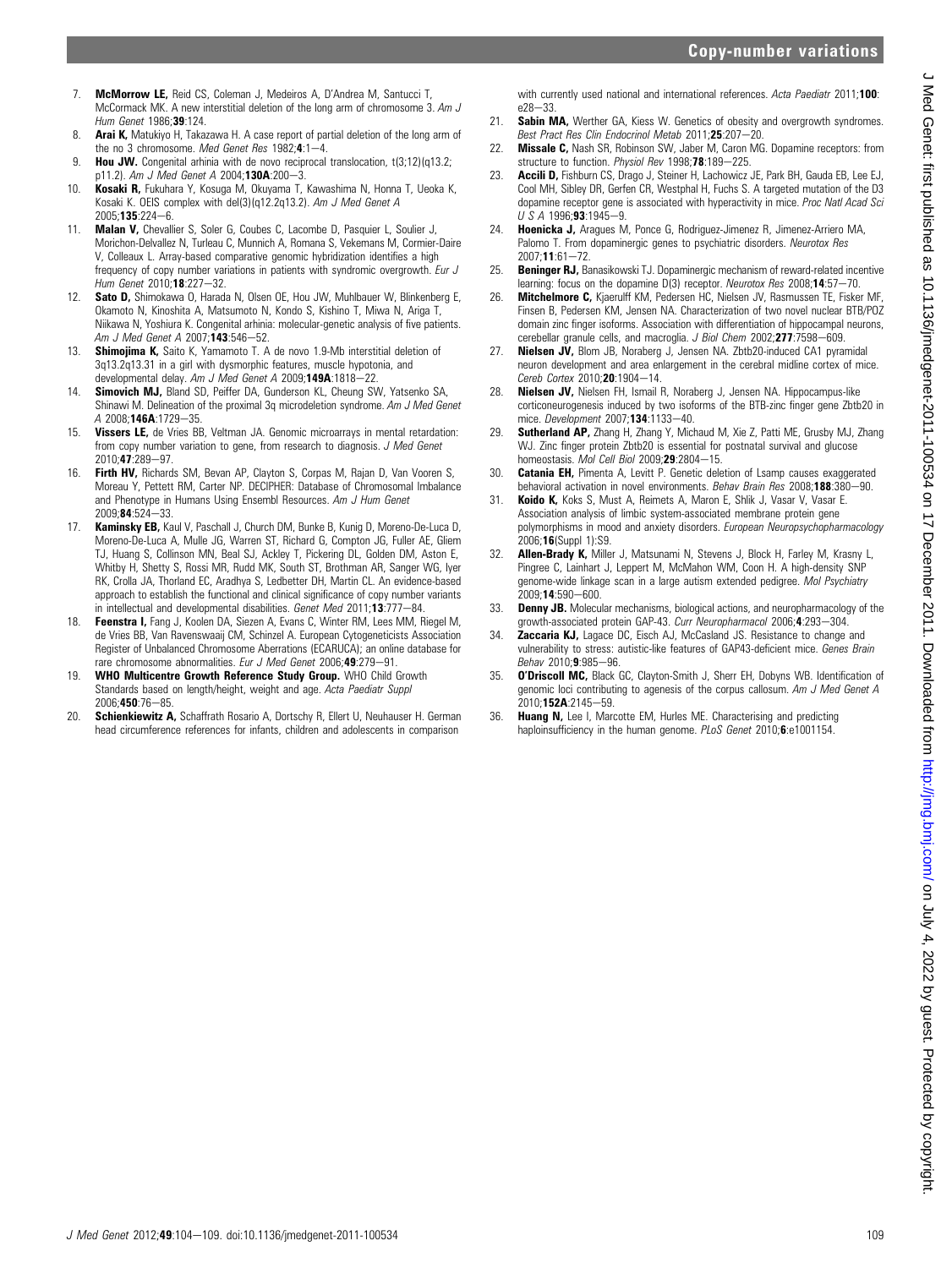7. **McMorrow LE,** Reid CS, Coleman J, Medeiros A, D'Andrea M, Santucci T, McCormack MK. A new interstitial deletion of the long arm of chromosome 3. *Am J Hum Genet* 1986;**39**:124.
8. **Arai K,** Matukiyo H, Takazawa H. A case report of partial deletion of the long arm of the no 3 chromosome. *Med Genet Res* 1982;**4**:1−4.
9. **Hou JW.** Congenital arhinia with de novo reciprocal translocation, t(3;12)(q13.2; p11.2). *Am J Med Genet A* 2004;**130A**:200−3.
10. **Kosaki R,** Fukuhara Y, Kosuga M, Okuyama T, Kawashima N, Honna T, Ueoka K, Kosaki K. OEIS complex with del(3)(q12.2q13.2). *Am J Med Genet A* 2005;**135**:224−6.
11. **Malan V,** Chevallier S, Soler G, Coubes C, Lacombe D, Pasquier L, Soulier J, Morichon-Delvallez N, Turleau C, Munnich A, Romana S, Vekemans M, Cormier-Daire V, Colleaux L. Array-based comparative genomic hybridization identifies a high frequency of copy number variations in patients with syndromic overgrowth. *Eur J Hum Genet* 2010;**18**:227−32.
12. **Sato D,** Shimokawa O, Harada N, Olsen OE, Hou JW, Muhlbauer W, Blinkenberg E, Okamoto N, Kinoshita A, Matsumoto N, Kondo S, Kishino T, Miwa N, Ariga T, Niikawa N, Yoshiura K. Congenital arhinia: molecular-genetic analysis of five patients. *Am J Med Genet A* 2007;**143**:546−52.
13. **Shimojima K,** Saito K, Yamamoto T. A de novo 1.9-Mb interstitial deletion of 3q13.2q13.31 in a girl with dysmorphic features, muscle hypotonia, and developmental delay. *Am J Med Genet A* 2009;**149A**:1818−22.
14. **Simovich MJ,** Bland SD, Peiffer DA, Gunderson KL, Cheung SW, Yatsenko SA, Shinawi M. Delineation of the proximal 3q microdeletion syndrome. *Am J Med Genet A* 2008;**146A**:1729−35.
15. **Vissers LE,** de Vries BB, Veltman JA. Genomic microarrays in mental retardation: from copy number variation to gene, from research to diagnosis. *J Med Genet* 2010;**47**:289−97.
16. **Firth HV,** Richards SM, Bevan AP, Clayton S, Corpas M, Rajan D, Van Vooren S, Moreau Y, Pettett RM, Carter NP. DECIPHER: Database of Chromosomal Imbalance and Phenotype in Humans Using Ensembl Resources. *Am J Hum Genet* 2009;**84**:524−33.
17. **Kaminsky EB,** Kaul V, Paschall J, Church DM, Bunke B, Kunig D, Moreno-De-Luca D, Moreno-De-Luca A, Mulle JG, Warren ST, Richard G, Compton JG, Fuller AE, Gliem TJ, Huang S, Collinson MN, Beal SJ, Ackley T, Pickering DL, Golden DM, Aston E, Whitby H, Shetty S, Rossi MR, Rudd MK, South ST, Brothman AR, Sanger WG, Iyer RK, Crolla JA, Thorland EC, Aradhya S, Ledbetter DH, Martin CL. An evidence-based approach to establish the functional and clinical significance of copy number variants in intellectual and developmental disabilities. *Genet Med* 2011;**13**:777−84.
18. **Feenstra I,** Fang J, Koolen DA, Siezen A, Evans C, Winter RM, Lees MM, Riegel M, de Vries BB, Van Ravenswaaij CM, Schinzel A. European Cytogeneticists Association Register of Unbalanced Chromosome Aberrations (ECARUCA); an online database for rare chromosome abnormalities. *Eur J Med Genet* 2006;**49**:279−91.
19. **WHO Multicentre Growth Reference Study Group.** WHO Child Growth Standards based on length/height, weight and age. *Acta Paediatr Suppl* 2006;**450**:76−85.
20. **Schienkiewitz A,** Schaffrath Rosario A, Dortschy R, Ellert U, Neuhauser H. German head circumference references for infants, children and adolescents in comparison with currently used national and international references. *Acta Paediatr* 2011;**100**: e28−33.
21. **Sabin MA,** Werther GA, Kiess W. Genetics of obesity and overgrowth syndromes. *Best Pract Res Clin Endocrinol Metab* 2011;**25**:207−20.
22. **Missale C,** Nash SR, Robinson SW, Jaber M, Caron MG. Dopamine receptors: from structure to function. *Physiol Rev* 1998;**78**:189−225.
23. **Accili D,** Fishburn CS, Drago J, Steiner H, Lachowicz JE, Park BH, Gauda EB, Lee EJ, Cool MH, Sibley DR, Gerfen CR, Westphal H, Fuchs S. A targeted mutation of the D3 dopamine receptor gene is associated with hyperactivity in mice. *Proc Natl Acad Sci U S A* 1996;**93**:1945−9.
24. **Hoenicka J,** Aragues M, Ponce G, Rodriguez-Jimenez R, Jimenez-Arriero MA, Palomo T. From dopaminergic genes to psychiatric disorders. *Neurotox Res* 2007;**11**:61−72.
25. **Beninger RJ,** Banasikowski TJ. Dopaminergic mechanism of reward-related incentive learning: focus on the dopamine D(3) receptor. *Neurotox Res* 2008;**14**:57−70.
26. **Mitchelmore C,** Kjaerulff KM, Pedersen HC, Nielsen JV, Rasmussen TE, Fisker MF, Finsen B, Pedersen KM, Jensen NA. Characterization of two novel nuclear BTB/POZ domain zinc finger isoforms. Association with differentiation of hippocampal neurons, cerebellar granule cells, and macroglia. *J Biol Chem* 2002;**277**:7598−609.
27. **Nielsen JV,** Blom JB, Noraberg J, Jensen NA. Zbtb20-induced CA1 pyramidal neuron development and area enlargement in the cerebral midline cortex of mice. *Cereb Cortex* 2010;**20**:1904−14.
28. **Nielsen JV,** Nielsen FH, Ismail R, Noraberg J, Jensen NA. Hippocampus-like corticoneurogenesis induced by two isoforms of the BTB-zinc finger gene Zbtb20 in mice. *Development* 2007;**134**:1133−40.
29. **Sutherland AP,** Zhang H, Zhang Y, Michaud M, Xie Z, Patti ME, Grusby MJ, Zhang WJ. Zinc finger protein Zbtb20 is essential for postnatal survival and glucose homeostasis. *Mol Cell Biol* 2009;**29**:2804−15.
30. **Catania EH,** Pimenta A, Levitt P. Genetic deletion of Lsamp causes exaggerated behavioral activation in novel environments. *Behav Brain Res* 2008;**188**:380−90.
31. **Koido K,** Koks S, Must A, Reimets A, Maron E, Shlik J, Vasar V, Vasar E. Association analysis of limbic system-associated membrane protein gene polymorphisms in mood and anxiety disorders. *European Neuropsychopharmacology* 2006;**16**(Suppl 1):S9.
32. **Allen-Brady K,** Miller J, Matsunami N, Stevens J, Block H, Farley M, Krasny L, Pingree C, Lainhart J, Leppert M, McMahon WM, Coon H. A high-density SNP genome-wide linkage scan in a large autism extended pedigree. *Mol Psychiatry* 2009;**14**:590−600.
33. **Denny JB.** Molecular mechanisms, biological actions, and neuropharmacology of the growth-associated protein GAP-43. *Curr Neuropharmacol* 2006;**4**:293−304.
34. **Zaccaria KJ,** Lagace DC, Eisch AJ, McCasland JS. Resistance to change and vulnerability to stress: autistic-like features of GAP43-deficient mice. *Genes Brain Behav* 2010;**9**:985−96.
35. **O'Driscoll MC,** Black GC, Clayton-Smith J, Sherr EH, Dobyns WB. Identification of genomic loci contributing to agenesis of the corpus callosum. *Am J Med Genet A* 2010;**152A**:2145−59.
36. **Huang N,** Lee I, Marcotte EM, Hurles ME. Characterising and predicting haploinsufficiency in the human genome. *PLoS Genet* 2010;**6**:e1001154.